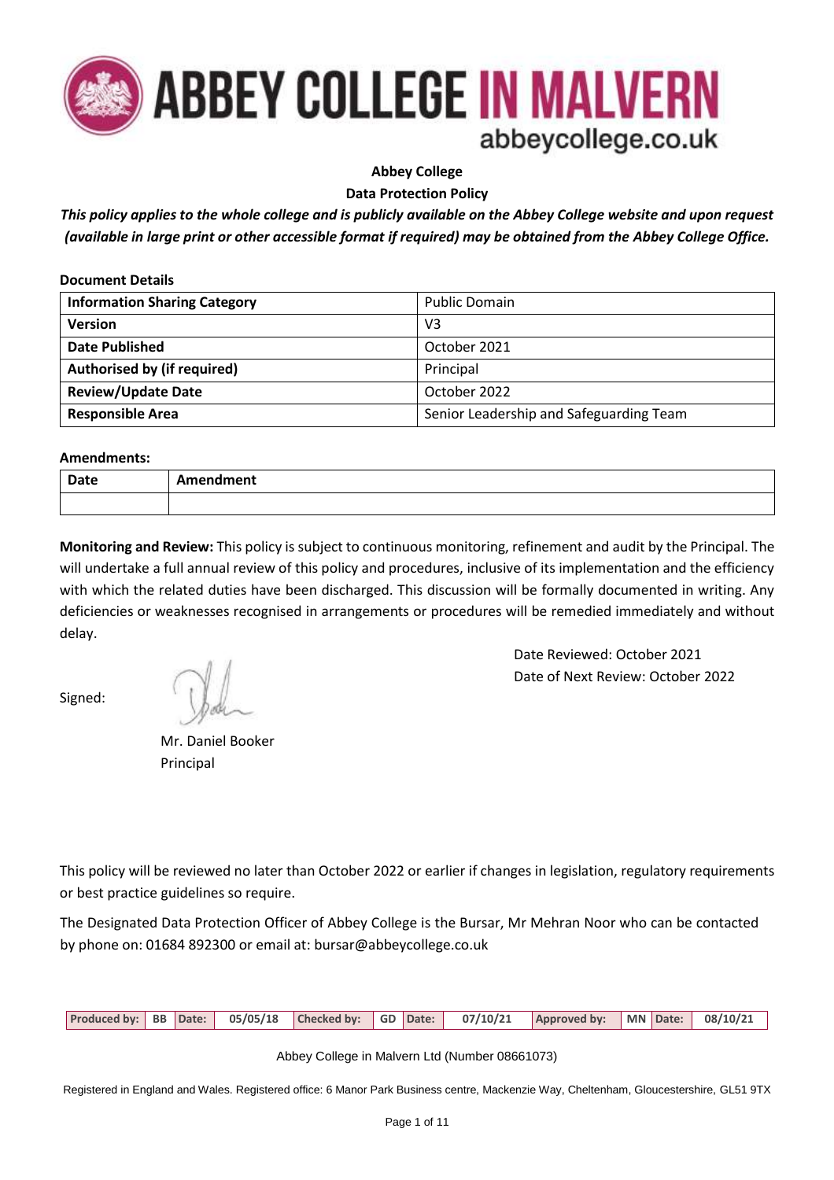**ABBEY COLLEGE IN MALVERN**
abbeycollege.co.uk

# Abbey College

## Data Protection Policy

***This policy applies to the whole college and is publicly available on the Abbey College website and upon request (available in large print or other accessible format if required) may be obtained from the Abbey College Office.***

**Document Details**

| **Information Sharing Category** | Public Domain |
|---|---|
| **Version** | V3 |
| **Date Published** | October 2021 |
| **Authorised by (if required)** | Principal |
| **Review/Update Date** | October 2022 |
| **Responsible Area** | Senior Leadership and Safeguarding Team |

**Amendments:**

| **Date** | **Amendment** |
|---|---|
| | |

**Monitoring and Review:** This policy is subject to continuous monitoring, refinement and audit by the Principal. The will undertake a full annual review of this policy and procedures, inclusive of its implementation and the efficiency with which the related duties have been discharged. This discussion will be formally documented in writing. Any deficiencies or weaknesses recognised in arrangements or procedures will be remedied immediately and without delay.

Date Reviewed: October 2021
Date of Next Review: October 2022

Signed:

Mr. Daniel Booker
Principal

This policy will be reviewed no later than October 2022 or earlier if changes in legislation, regulatory requirements or best practice guidelines so require.

The Designated Data Protection Officer of Abbey College is the Bursar, Mr Mehran Noor who can be contacted by phone on: 01684 892300 or email at: bursar@abbeycollege.co.uk

| Produced by: | BB | Date: | 05/05/18 | Checked by: | GD | Date: | 07/10/21 | Approved by: | MN | Date: | 08/10/21 |
|---|---|---|---|---|---|---|---|---|---|---|---|

Abbey College in Malvern Ltd (Number 08661073)

Registered in England and Wales. Registered office: 6 Manor Park Business centre, Mackenzie Way, Cheltenham, Gloucestershire, GL51 9TX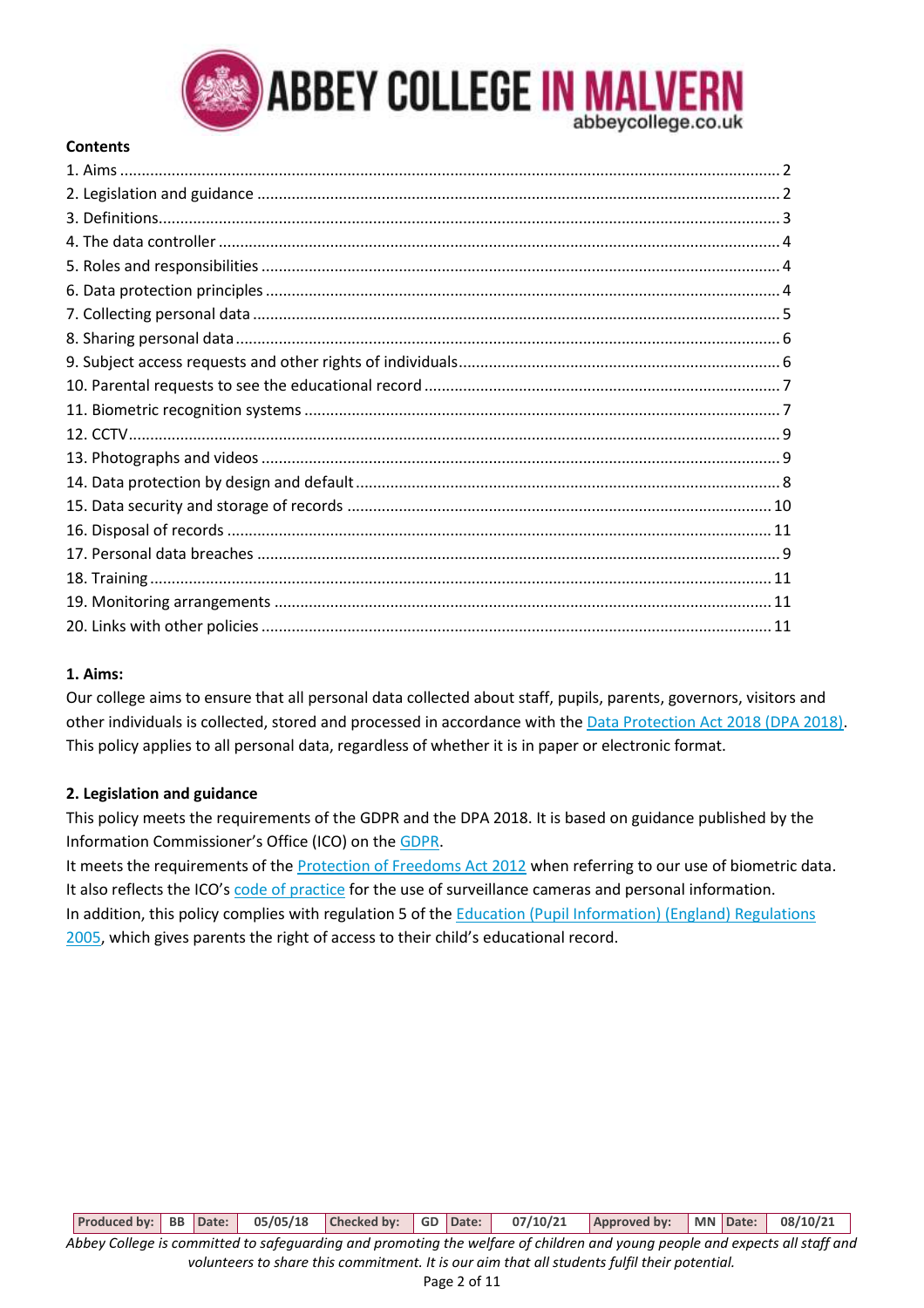**Contents**

1. Aims ..... 2
2. Legislation and guidance ..... 2
3. Definitions ..... 3
4. The data controller ..... 4
5. Roles and responsibilities ..... 4
6. Data protection principles ..... 4
7. Collecting personal data ..... 5
8. Sharing personal data ..... 6
9. Subject access requests and other rights of individuals ..... 6
10. Parental requests to see the educational record ..... 7
11. Biometric recognition systems ..... 7
12. CCTV ..... 9
13. Photographs and videos ..... 9
14. Data protection by design and default ..... 8
15. Data security and storage of records ..... 10
16. Disposal of records ..... 11
17. Personal data breaches ..... 9
18. Training ..... 11
19. Monitoring arrangements ..... 11
20. Links with other policies ..... 11

## 1. Aims:

Our college aims to ensure that all personal data collected about staff, pupils, parents, governors, visitors and other individuals is collected, stored and processed in accordance with the Data Protection Act 2018 (DPA 2018). This policy applies to all personal data, regardless of whether it is in paper or electronic format.

## 2. Legislation and guidance

This policy meets the requirements of the GDPR and the DPA 2018. It is based on guidance published by the Information Commissioner's Office (ICO) on the GDPR.

It meets the requirements of the Protection of Freedoms Act 2012 when referring to our use of biometric data.

It also reflects the ICO's code of practice for the use of surveillance cameras and personal information.

In addition, this policy complies with regulation 5 of the Education (Pupil Information) (England) Regulations 2005, which gives parents the right of access to their child's educational record.

| Produced by: | BB | Date: | 05/05/18 | Checked by: | GD | Date: | 07/10/21 | Approved by: | MN | Date: | 08/10/21 |
|---|---|---|---|---|---|---|---|---|---|---|---|

*Abbey College is committed to safeguarding and promoting the welfare of children and young people and expects all staff and volunteers to share this commitment. It is our aim that all students fulfil their potential.*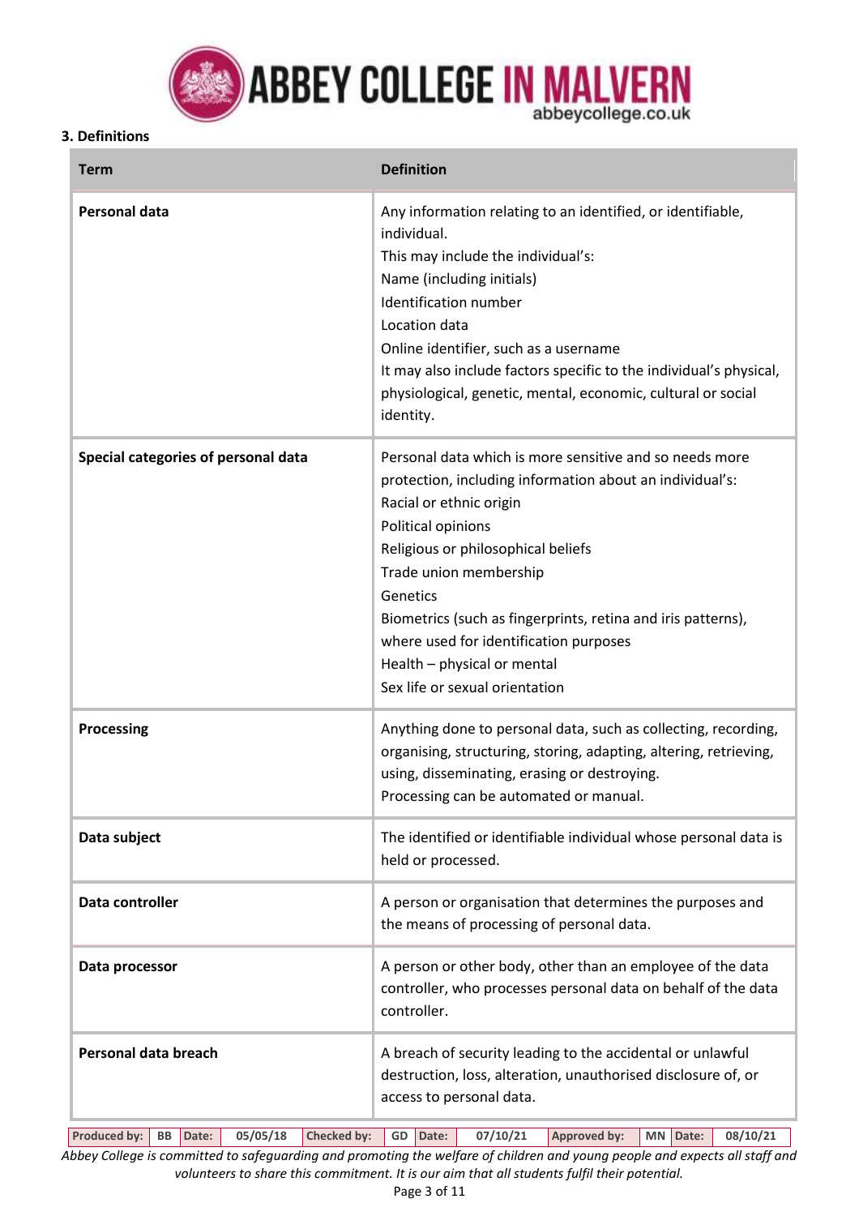### 3. Definitions

| Term | Definition |
|---|---|
| **Personal data** | Any information relating to an identified, or identifiable, individual.<br>This may include the individual's:<br>Name (including initials)<br>Identification number<br>Location data<br>Online identifier, such as a username<br>It may also include factors specific to the individual's physical, physiological, genetic, mental, economic, cultural or social identity. |
| **Special categories of personal data** | Personal data which is more sensitive and so needs more protection, including information about an individual's:<br>Racial or ethnic origin<br>Political opinions<br>Religious or philosophical beliefs<br>Trade union membership<br>Genetics<br>Biometrics (such as fingerprints, retina and iris patterns), where used for identification purposes<br>Health – physical or mental<br>Sex life or sexual orientation |
| **Processing** | Anything done to personal data, such as collecting, recording, organising, structuring, storing, adapting, altering, retrieving, using, disseminating, erasing or destroying.<br>Processing can be automated or manual. |
| **Data subject** | The identified or identifiable individual whose personal data is held or processed. |
| **Data controller** | A person or organisation that determines the purposes and the means of processing of personal data. |
| **Data processor** | A person or other body, other than an employee of the data controller, who processes personal data on behalf of the data controller. |
| **Personal data breach** | A breach of security leading to the accidental or unlawful destruction, loss, alteration, unauthorised disclosure of, or access to personal data. |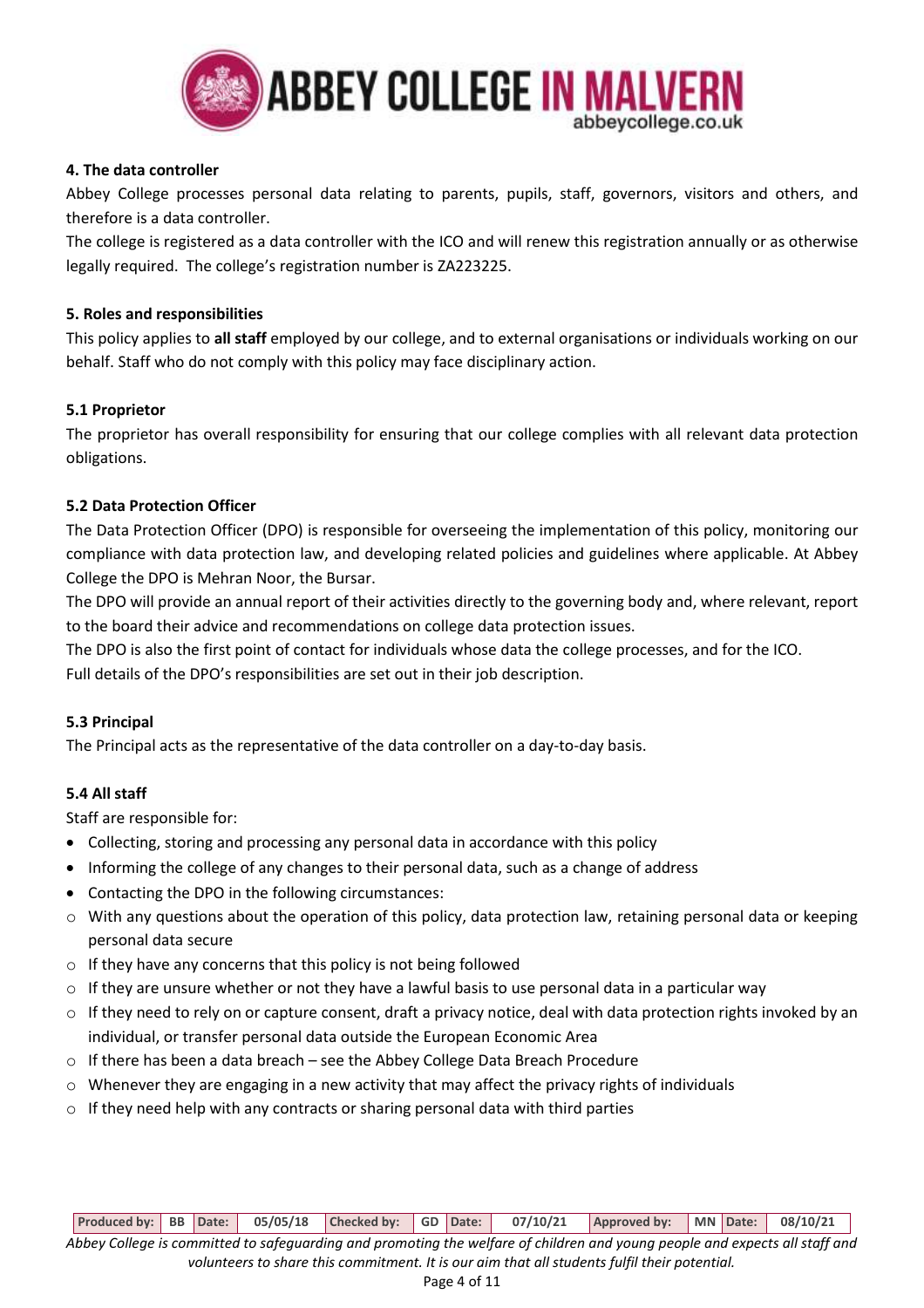### 4. The data controller

Abbey College processes personal data relating to parents, pupils, staff, governors, visitors and others, and therefore is a data controller.

The college is registered as a data controller with the ICO and will renew this registration annually or as otherwise legally required. The college's registration number is ZA223225.

### 5. Roles and responsibilities

This policy applies to **all staff** employed by our college, and to external organisations or individuals working on our behalf. Staff who do not comply with this policy may face disciplinary action.

#### 5.1 Proprietor

The proprietor has overall responsibility for ensuring that our college complies with all relevant data protection obligations.

#### 5.2 Data Protection Officer

The Data Protection Officer (DPO) is responsible for overseeing the implementation of this policy, monitoring our compliance with data protection law, and developing related policies and guidelines where applicable. At Abbey College the DPO is Mehran Noor, the Bursar.

The DPO will provide an annual report of their activities directly to the governing body and, where relevant, report to the board their advice and recommendations on college data protection issues.

The DPO is also the first point of contact for individuals whose data the college processes, and for the ICO.

Full details of the DPO's responsibilities are set out in their job description.

#### 5.3 Principal

The Principal acts as the representative of the data controller on a day-to-day basis.

#### 5.4 All staff

Staff are responsible for:

- Collecting, storing and processing any personal data in accordance with this policy
- Informing the college of any changes to their personal data, such as a change of address
- Contacting the DPO in the following circumstances:
  - With any questions about the operation of this policy, data protection law, retaining personal data or keeping personal data secure
  - If they have any concerns that this policy is not being followed
  - If they are unsure whether or not they have a lawful basis to use personal data in a particular way
  - If they need to rely on or capture consent, draft a privacy notice, deal with data protection rights invoked by an individual, or transfer personal data outside the European Economic Area
  - If there has been a data breach – see the Abbey College Data Breach Procedure
  - Whenever they are engaging in a new activity that may affect the privacy rights of individuals
  - If they need help with any contracts or sharing personal data with third parties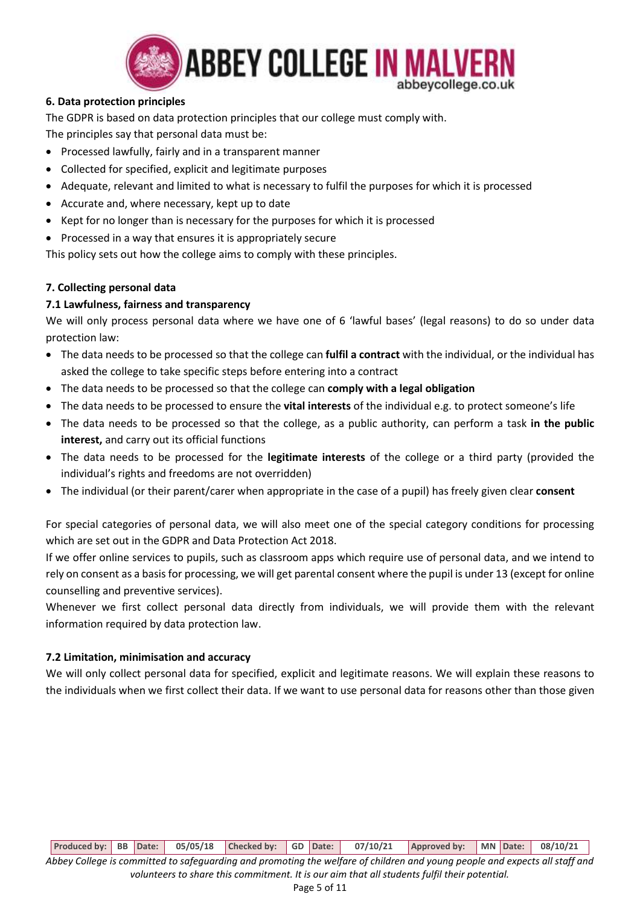**6. Data protection principles**

The GDPR is based on data protection principles that our college must comply with.

The principles say that personal data must be:

- Processed lawfully, fairly and in a transparent manner
- Collected for specified, explicit and legitimate purposes
- Adequate, relevant and limited to what is necessary to fulfil the purposes for which it is processed
- Accurate and, where necessary, kept up to date
- Kept for no longer than is necessary for the purposes for which it is processed
- Processed in a way that ensures it is appropriately secure

This policy sets out how the college aims to comply with these principles.

**7. Collecting personal data**

**7.1 Lawfulness, fairness and transparency**

We will only process personal data where we have one of 6 'lawful bases' (legal reasons) to do so under data protection law:

- The data needs to be processed so that the college can **fulfil a contract** with the individual, or the individual has asked the college to take specific steps before entering into a contract
- The data needs to be processed so that the college can **comply with a legal obligation**
- The data needs to be processed to ensure the **vital interests** of the individual e.g. to protect someone's life
- The data needs to be processed so that the college, as a public authority, can perform a task **in the public interest,** and carry out its official functions
- The data needs to be processed for the **legitimate interests** of the college or a third party (provided the individual's rights and freedoms are not overridden)
- The individual (or their parent/carer when appropriate in the case of a pupil) has freely given clear **consent**

For special categories of personal data, we will also meet one of the special category conditions for processing which are set out in the GDPR and Data Protection Act 2018.

If we offer online services to pupils, such as classroom apps which require use of personal data, and we intend to rely on consent as a basis for processing, we will get parental consent where the pupil is under 13 (except for online counselling and preventive services).

Whenever we first collect personal data directly from individuals, we will provide them with the relevant information required by data protection law.

**7.2 Limitation, minimisation and accuracy**

We will only collect personal data for specified, explicit and legitimate reasons. We will explain these reasons to the individuals when we first collect their data. If we want to use personal data for reasons other than those given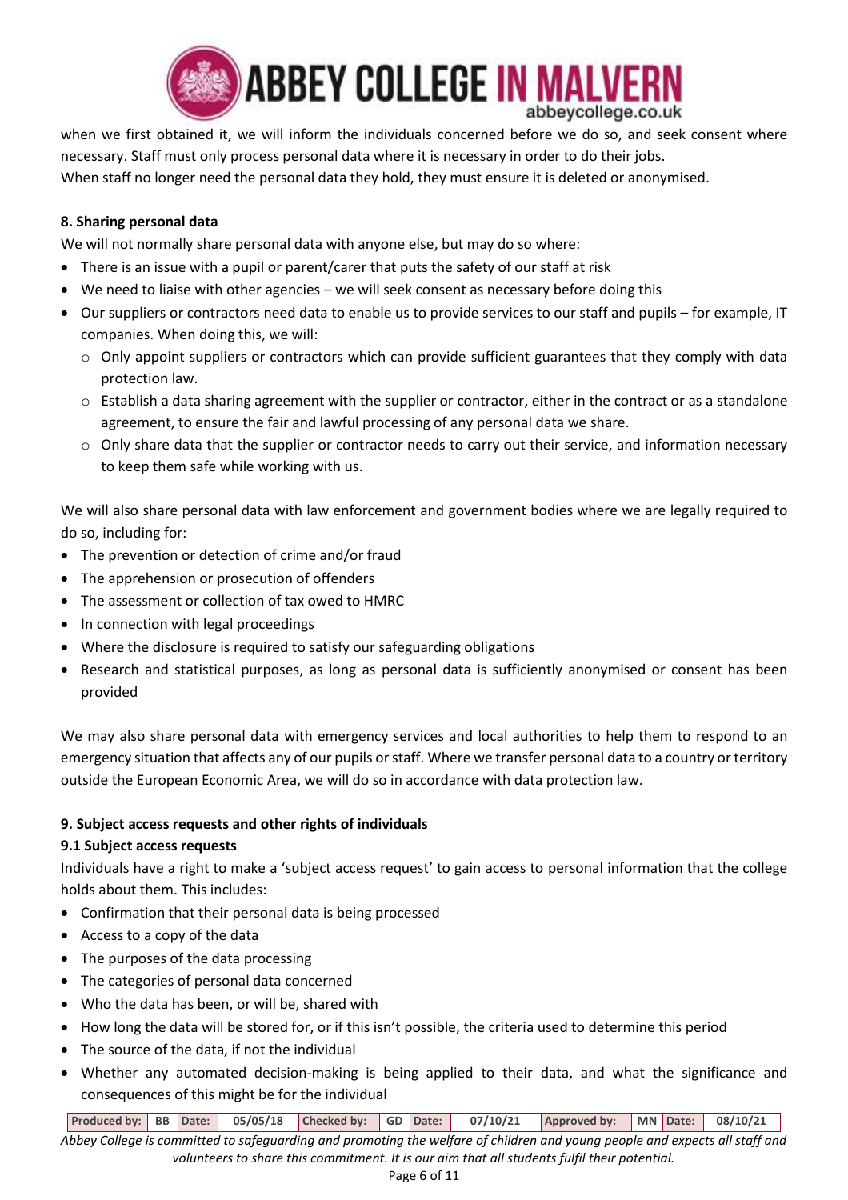when we first obtained it, we will inform the individuals concerned before we do so, and seek consent where necessary. Staff must only process personal data where it is necessary in order to do their jobs.
When staff no longer need the personal data they hold, they must ensure it is deleted or anonymised.

**8. Sharing personal data**

We will not normally share personal data with anyone else, but may do so where:

- There is an issue with a pupil or parent/carer that puts the safety of our staff at risk
- We need to liaise with other agencies – we will seek consent as necessary before doing this
- Our suppliers or contractors need data to enable us to provide services to our staff and pupils – for example, IT companies. When doing this, we will:
    - Only appoint suppliers or contractors which can provide sufficient guarantees that they comply with data protection law.
    - Establish a data sharing agreement with the supplier or contractor, either in the contract or as a standalone agreement, to ensure the fair and lawful processing of any personal data we share.
    - Only share data that the supplier or contractor needs to carry out their service, and information necessary to keep them safe while working with us.

We will also share personal data with law enforcement and government bodies where we are legally required to do so, including for:

- The prevention or detection of crime and/or fraud
- The apprehension or prosecution of offenders
- The assessment or collection of tax owed to HMRC
- In connection with legal proceedings
- Where the disclosure is required to satisfy our safeguarding obligations
- Research and statistical purposes, as long as personal data is sufficiently anonymised or consent has been provided

We may also share personal data with emergency services and local authorities to help them to respond to an emergency situation that affects any of our pupils or staff. Where we transfer personal data to a country or territory outside the European Economic Area, we will do so in accordance with data protection law.

**9. Subject access requests and other rights of individuals**

**9.1 Subject access requests**

Individuals have a right to make a 'subject access request' to gain access to personal information that the college holds about them. This includes:

- Confirmation that their personal data is being processed
- Access to a copy of the data
- The purposes of the data processing
- The categories of personal data concerned
- Who the data has been, or will be, shared with
- How long the data will be stored for, or if this isn't possible, the criteria used to determine this period
- The source of the data, if not the individual
- Whether any automated decision-making is being applied to their data, and what the significance and consequences of this might be for the individual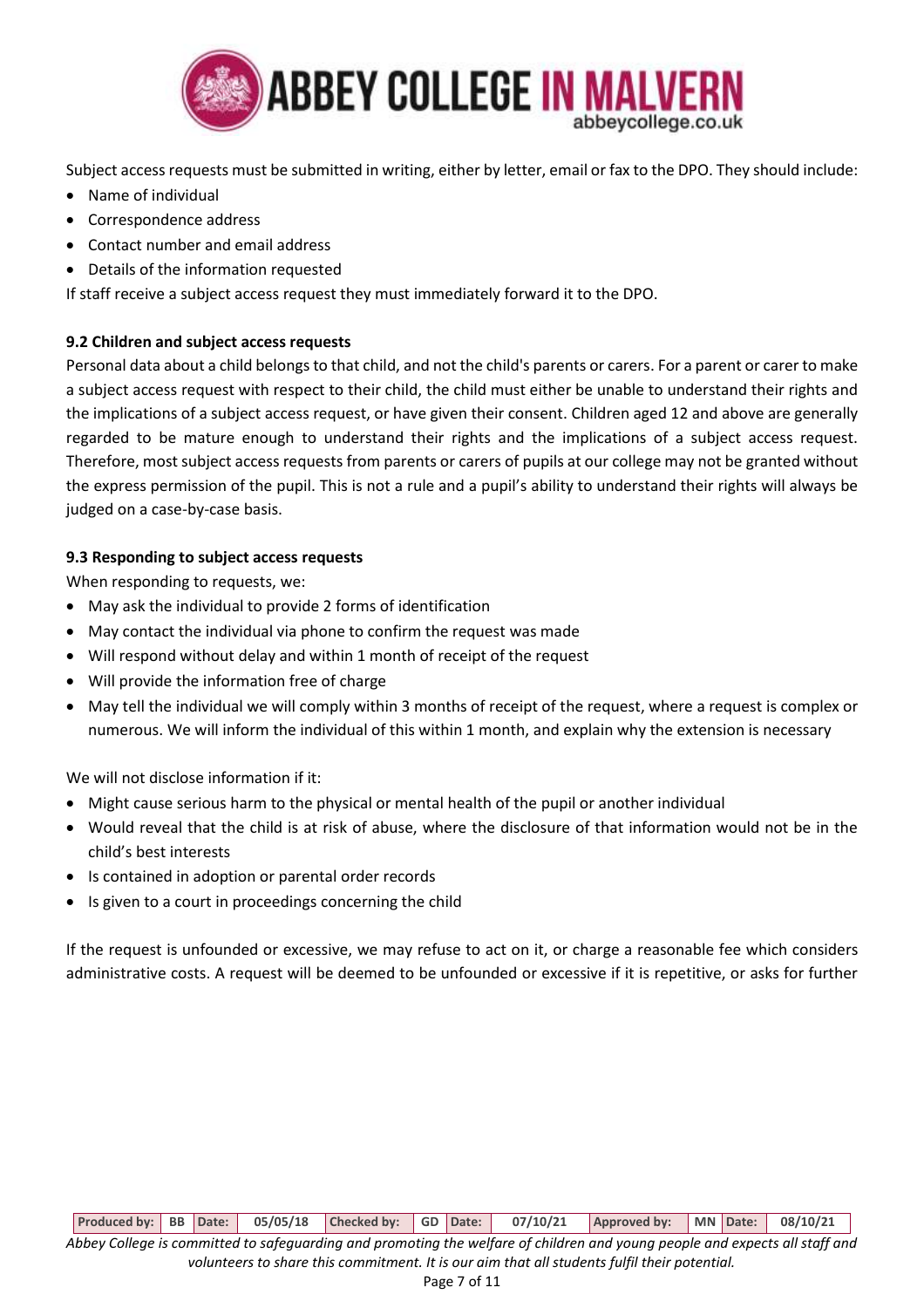Subject access requests must be submitted in writing, either by letter, email or fax to the DPO. They should include:

- Name of individual
- Correspondence address
- Contact number and email address
- Details of the information requested

If staff receive a subject access request they must immediately forward it to the DPO.

### 9.2 Children and subject access requests

Personal data about a child belongs to that child, and not the child's parents or carers. For a parent or carer to make a subject access request with respect to their child, the child must either be unable to understand their rights and the implications of a subject access request, or have given their consent. Children aged 12 and above are generally regarded to be mature enough to understand their rights and the implications of a subject access request. Therefore, most subject access requests from parents or carers of pupils at our college may not be granted without the express permission of the pupil. This is not a rule and a pupil's ability to understand their rights will always be judged on a case-by-case basis.

### 9.3 Responding to subject access requests

When responding to requests, we:

- May ask the individual to provide 2 forms of identification
- May contact the individual via phone to confirm the request was made
- Will respond without delay and within 1 month of receipt of the request
- Will provide the information free of charge
- May tell the individual we will comply within 3 months of receipt of the request, where a request is complex or numerous. We will inform the individual of this within 1 month, and explain why the extension is necessary

We will not disclose information if it:

- Might cause serious harm to the physical or mental health of the pupil or another individual
- Would reveal that the child is at risk of abuse, where the disclosure of that information would not be in the child's best interests
- Is contained in adoption or parental order records
- Is given to a court in proceedings concerning the child

If the request is unfounded or excessive, we may refuse to act on it, or charge a reasonable fee which considers administrative costs. A request will be deemed to be unfounded or excessive if it is repetitive, or asks for further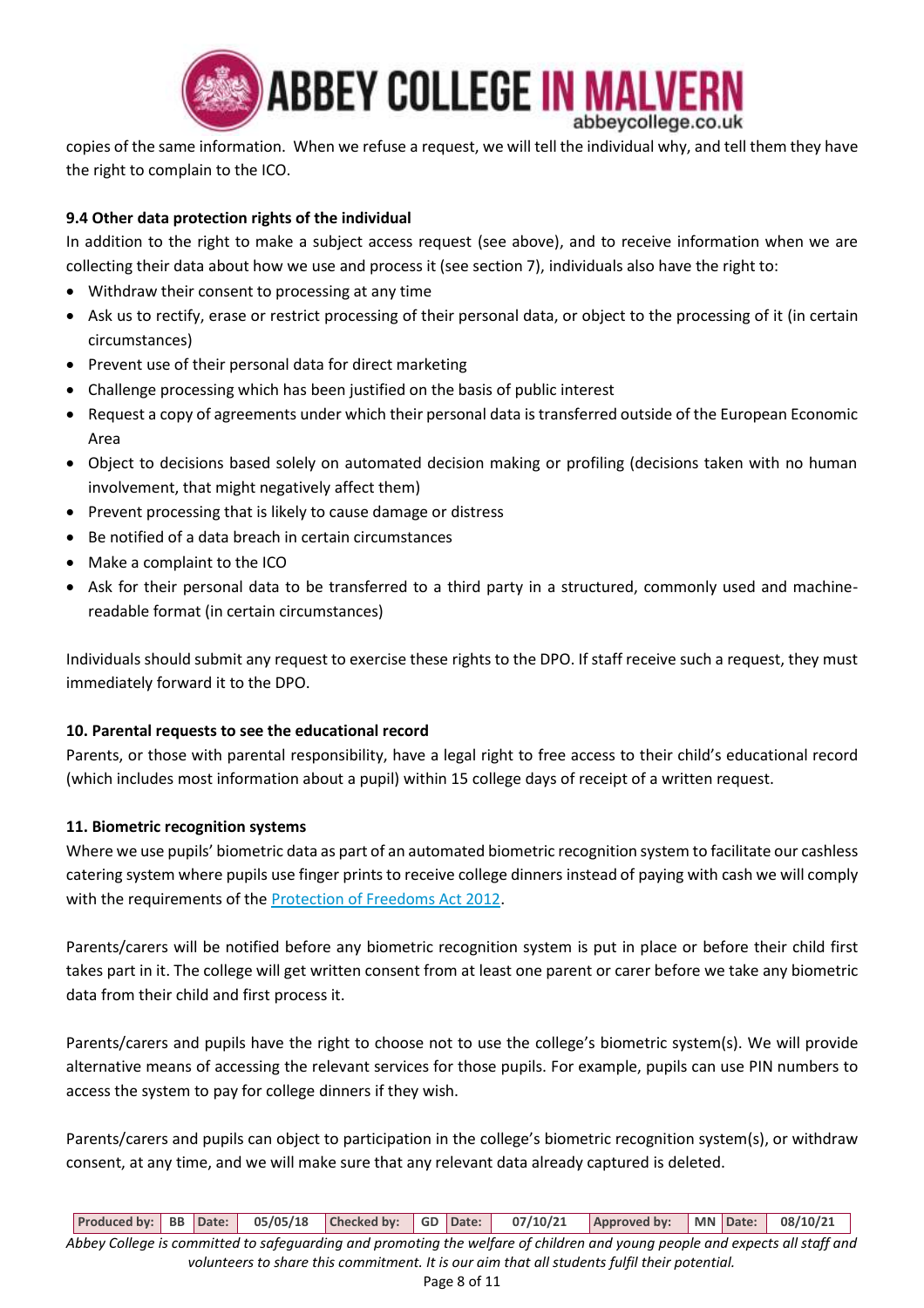copies of the same information. When we refuse a request, we will tell the individual why, and tell them they have the right to complain to the ICO.

### 9.4 Other data protection rights of the individual

In addition to the right to make a subject access request (see above), and to receive information when we are collecting their data about how we use and process it (see section 7), individuals also have the right to:

- Withdraw their consent to processing at any time
- Ask us to rectify, erase or restrict processing of their personal data, or object to the processing of it (in certain circumstances)
- Prevent use of their personal data for direct marketing
- Challenge processing which has been justified on the basis of public interest
- Request a copy of agreements under which their personal data is transferred outside of the European Economic Area
- Object to decisions based solely on automated decision making or profiling (decisions taken with no human involvement, that might negatively affect them)
- Prevent processing that is likely to cause damage or distress
- Be notified of a data breach in certain circumstances
- Make a complaint to the ICO
- Ask for their personal data to be transferred to a third party in a structured, commonly used and machine-readable format (in certain circumstances)

Individuals should submit any request to exercise these rights to the DPO. If staff receive such a request, they must immediately forward it to the DPO.

## 10. Parental requests to see the educational record

Parents, or those with parental responsibility, have a legal right to free access to their child's educational record (which includes most information about a pupil) within 15 college days of receipt of a written request.

## 11. Biometric recognition systems

Where we use pupils' biometric data as part of an automated biometric recognition system to facilitate our cashless catering system where pupils use finger prints to receive college dinners instead of paying with cash we will comply with the requirements of the Protection of Freedoms Act 2012.

Parents/carers will be notified before any biometric recognition system is put in place or before their child first takes part in it. The college will get written consent from at least one parent or carer before we take any biometric data from their child and first process it.

Parents/carers and pupils have the right to choose not to use the college's biometric system(s). We will provide alternative means of accessing the relevant services for those pupils. For example, pupils can use PIN numbers to access the system to pay for college dinners if they wish.

Parents/carers and pupils can object to participation in the college's biometric recognition system(s), or withdraw consent, at any time, and we will make sure that any relevant data already captured is deleted.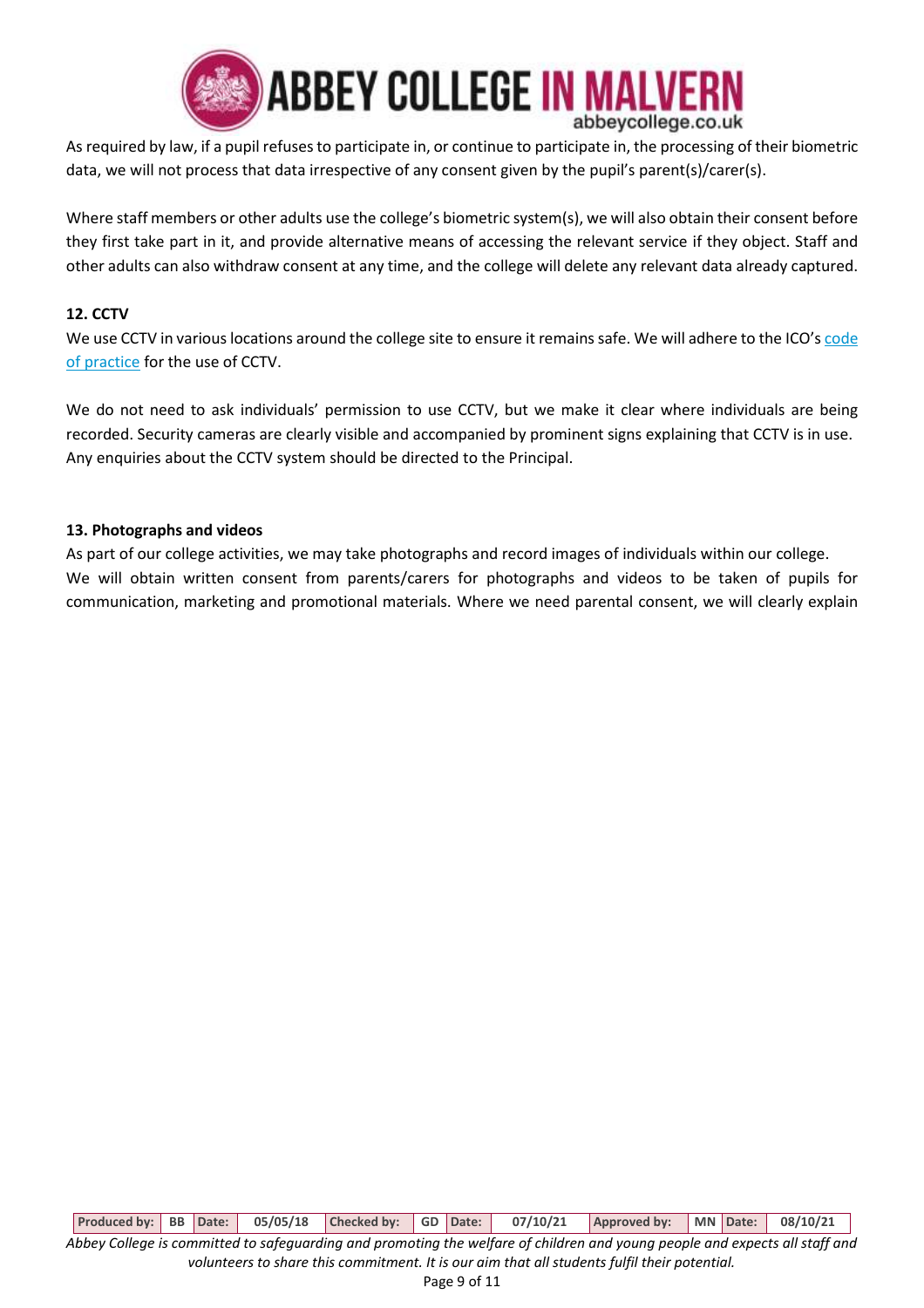As required by law, if a pupil refuses to participate in, or continue to participate in, the processing of their biometric data, we will not process that data irrespective of any consent given by the pupil's parent(s)/carer(s).

Where staff members or other adults use the college's biometric system(s), we will also obtain their consent before they first take part in it, and provide alternative means of accessing the relevant service if they object. Staff and other adults can also withdraw consent at any time, and the college will delete any relevant data already captured.

**12. CCTV**

We use CCTV in various locations around the college site to ensure it remains safe. We will adhere to the ICO's code of practice for the use of CCTV.

We do not need to ask individuals' permission to use CCTV, but we make it clear where individuals are being recorded. Security cameras are clearly visible and accompanied by prominent signs explaining that CCTV is in use. Any enquiries about the CCTV system should be directed to the Principal.

**13. Photographs and videos**

As part of our college activities, we may take photographs and record images of individuals within our college.
We will obtain written consent from parents/carers for photographs and videos to be taken of pupils for communication, marketing and promotional materials. Where we need parental consent, we will clearly explain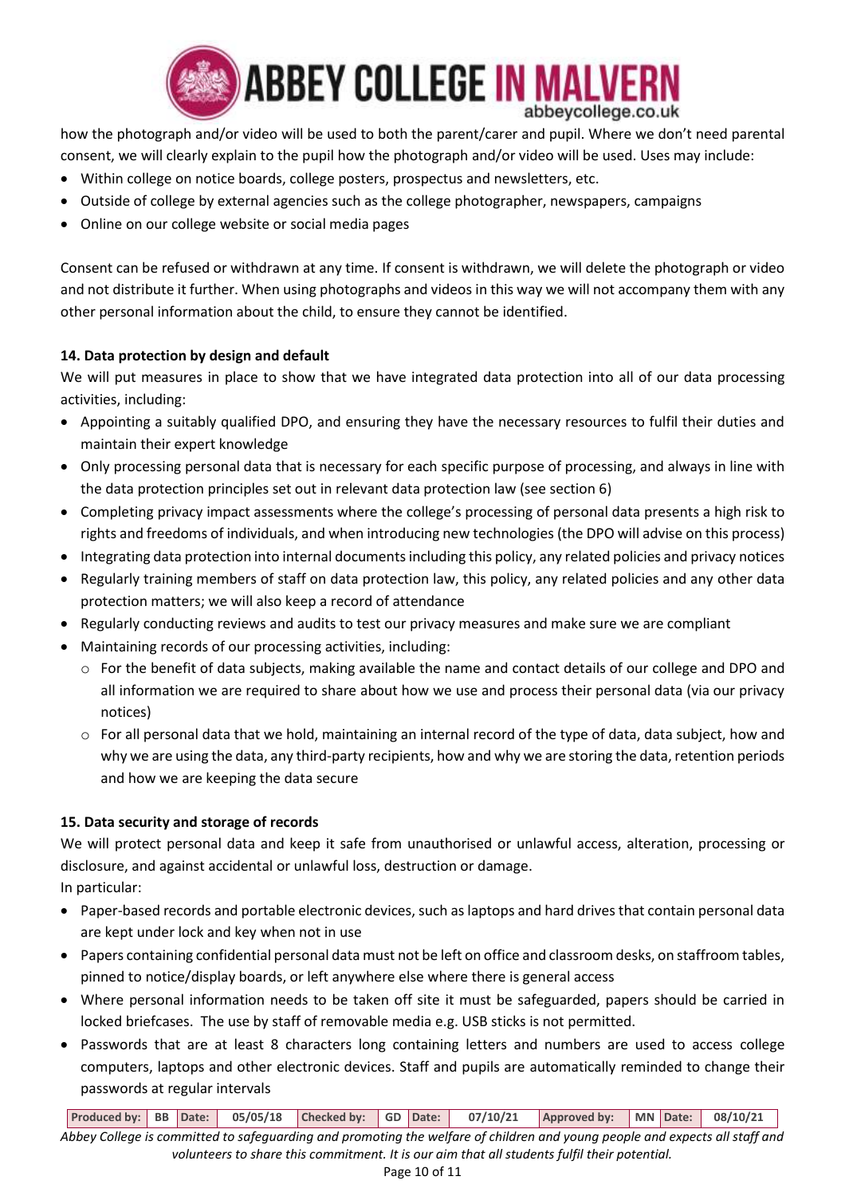how the photograph and/or video will be used to both the parent/carer and pupil. Where we don't need parental consent, we will clearly explain to the pupil how the photograph and/or video will be used. Uses may include:

- Within college on notice boards, college posters, prospectus and newsletters, etc.
- Outside of college by external agencies such as the college photographer, newspapers, campaigns
- Online on our college website or social media pages

Consent can be refused or withdrawn at any time. If consent is withdrawn, we will delete the photograph or video and not distribute it further. When using photographs and videos in this way we will not accompany them with any other personal information about the child, to ensure they cannot be identified.

**14. Data protection by design and default**

We will put measures in place to show that we have integrated data protection into all of our data processing activities, including:

- Appointing a suitably qualified DPO, and ensuring they have the necessary resources to fulfil their duties and maintain their expert knowledge
- Only processing personal data that is necessary for each specific purpose of processing, and always in line with the data protection principles set out in relevant data protection law (see section 6)
- Completing privacy impact assessments where the college's processing of personal data presents a high risk to rights and freedoms of individuals, and when introducing new technologies (the DPO will advise on this process)
- Integrating data protection into internal documents including this policy, any related policies and privacy notices
- Regularly training members of staff on data protection law, this policy, any related policies and any other data protection matters; we will also keep a record of attendance
- Regularly conducting reviews and audits to test our privacy measures and make sure we are compliant
- Maintaining records of our processing activities, including:
  - For the benefit of data subjects, making available the name and contact details of our college and DPO and all information we are required to share about how we use and process their personal data (via our privacy notices)
  - For all personal data that we hold, maintaining an internal record of the type of data, data subject, how and why we are using the data, any third-party recipients, how and why we are storing the data, retention periods and how we are keeping the data secure

**15. Data security and storage of records**

We will protect personal data and keep it safe from unauthorised or unlawful access, alteration, processing or disclosure, and against accidental or unlawful loss, destruction or damage.

In particular:

- Paper-based records and portable electronic devices, such as laptops and hard drives that contain personal data are kept under lock and key when not in use
- Papers containing confidential personal data must not be left on office and classroom desks, on staffroom tables, pinned to notice/display boards, or left anywhere else where there is general access
- Where personal information needs to be taken off site it must be safeguarded, papers should be carried in locked briefcases. The use by staff of removable media e.g. USB sticks is not permitted.
- Passwords that are at least 8 characters long containing letters and numbers are used to access college computers, laptops and other electronic devices. Staff and pupils are automatically reminded to change their passwords at regular intervals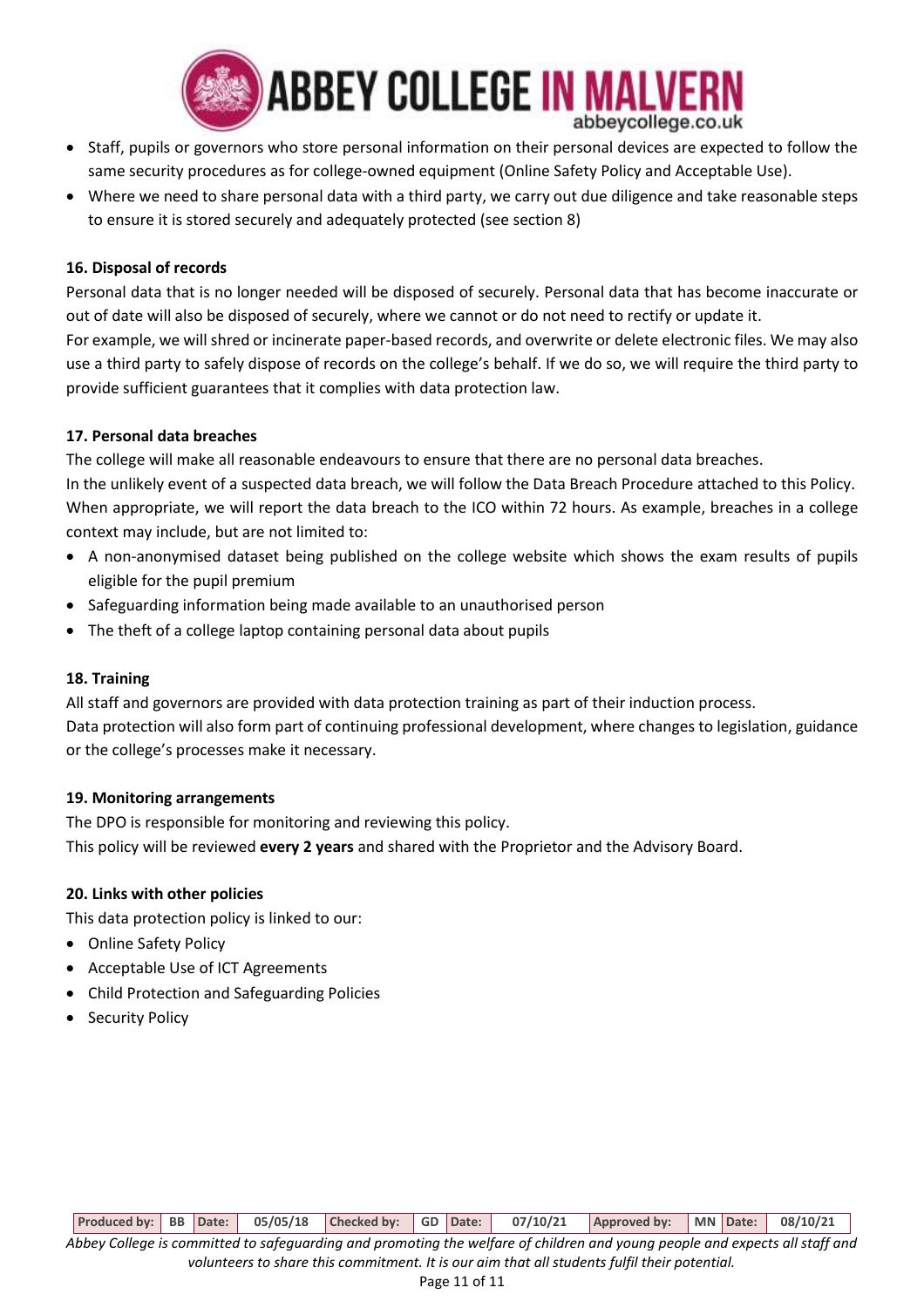- Staff, pupils or governors who store personal information on their personal devices are expected to follow the same security procedures as for college-owned equipment (Online Safety Policy and Acceptable Use).
- Where we need to share personal data with a third party, we carry out due diligence and take reasonable steps to ensure it is stored securely and adequately protected (see section 8)

**16. Disposal of records**

Personal data that is no longer needed will be disposed of securely. Personal data that has become inaccurate or out of date will also be disposed of securely, where we cannot or do not need to rectify or update it.

For example, we will shred or incinerate paper-based records, and overwrite or delete electronic files. We may also use a third party to safely dispose of records on the college's behalf. If we do so, we will require the third party to provide sufficient guarantees that it complies with data protection law.

**17. Personal data breaches**

The college will make all reasonable endeavours to ensure that there are no personal data breaches.

In the unlikely event of a suspected data breach, we will follow the Data Breach Procedure attached to this Policy. When appropriate, we will report the data breach to the ICO within 72 hours. As example, breaches in a college context may include, but are not limited to:

- A non-anonymised dataset being published on the college website which shows the exam results of pupils eligible for the pupil premium
- Safeguarding information being made available to an unauthorised person
- The theft of a college laptop containing personal data about pupils

**18. Training**

All staff and governors are provided with data protection training as part of their induction process.

Data protection will also form part of continuing professional development, where changes to legislation, guidance or the college's processes make it necessary.

**19. Monitoring arrangements**

The DPO is responsible for monitoring and reviewing this policy.

This policy will be reviewed **every 2 years** and shared with the Proprietor and the Advisory Board.

**20. Links with other policies**

This data protection policy is linked to our:

- Online Safety Policy
- Acceptable Use of ICT Agreements
- Child Protection and Safeguarding Policies
- Security Policy

| | | | | | | | | | | | |
|---|---|---|---|---|---|---|---|---|---|---|---|
| Produced by: | BB | Date: | 05/05/18 | Checked by: | GD | Date: | 07/10/21 | Approved by: | MN | Date: | 08/10/21 |

*Abbey College is committed to safeguarding and promoting the welfare of children and young people and expects all staff and volunteers to share this commitment. It is our aim that all students fulfil their potential.*